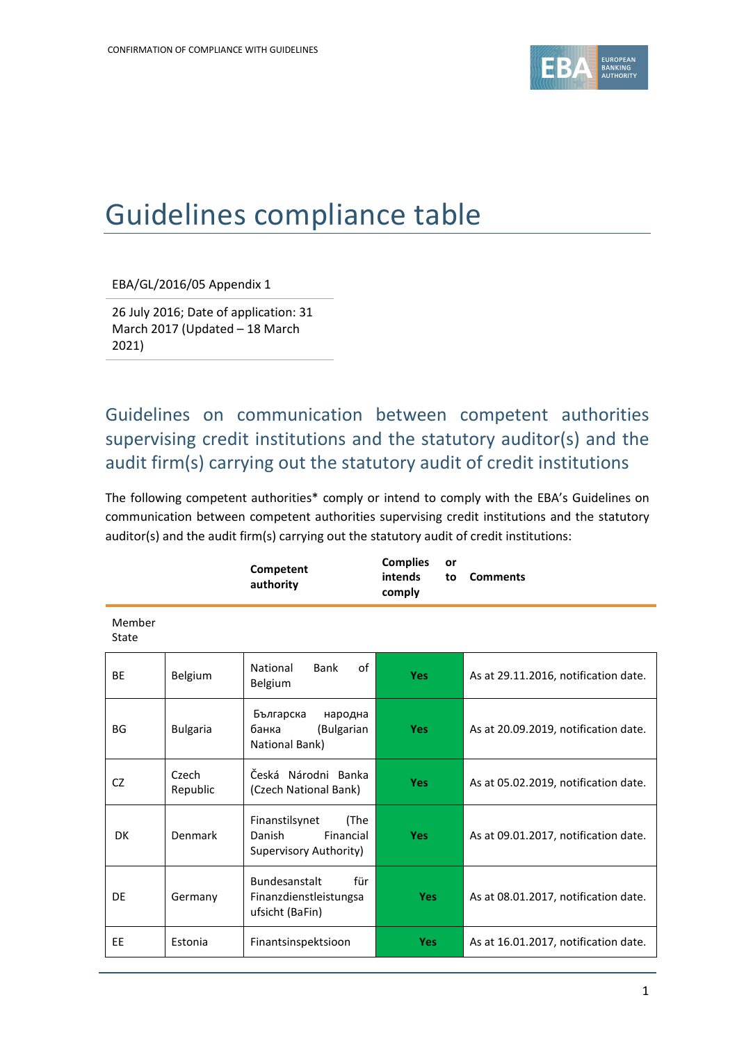# Guidelines compliance table

EBA/GL/2016/05 Appendix 1

26 July 2016; Date of application: 31 March 2017 (Updated – 18 March 2021)

## Guidelines on communication between competent authorities supervising credit institutions and the statutory auditor(s) and the audit firm(s) carrying out the statutory audit of credit institutions

The following competent authorities* comply or intend to comply with the EBA's Guidelines on communication between competent authorities supervising credit institutions and the statutory auditor(s) and the audit firm(s) carrying out the statutory audit of credit institutions:

| Member State | | Competent authority | Complies or intends to comply | Comments |
|---|---|---|---|---|
| BE | Belgium | National Bank of Belgium | Yes | As at 29.11.2016, notification date. |
| BG | Bulgaria | Българска народна банка (Bulgarian National Bank) | Yes | As at 20.09.2019, notification date. |
| CZ | Czech Republic | Česká Národni Banka (Czech National Bank) | Yes | As at 05.02.2019, notification date. |
| DK | Denmark | Finanstilsynet (The Danish Financial Supervisory Authority) | Yes | As at 09.01.2017, notification date. |
| DE | Germany | Bundesanstalt für Finanzdienstleistungsaufsicht (BaFin) | Yes | As at 08.01.2017, notification date. |
| EE | Estonia | Finantsinspektsioon | Yes | As at 16.01.2017, notification date. |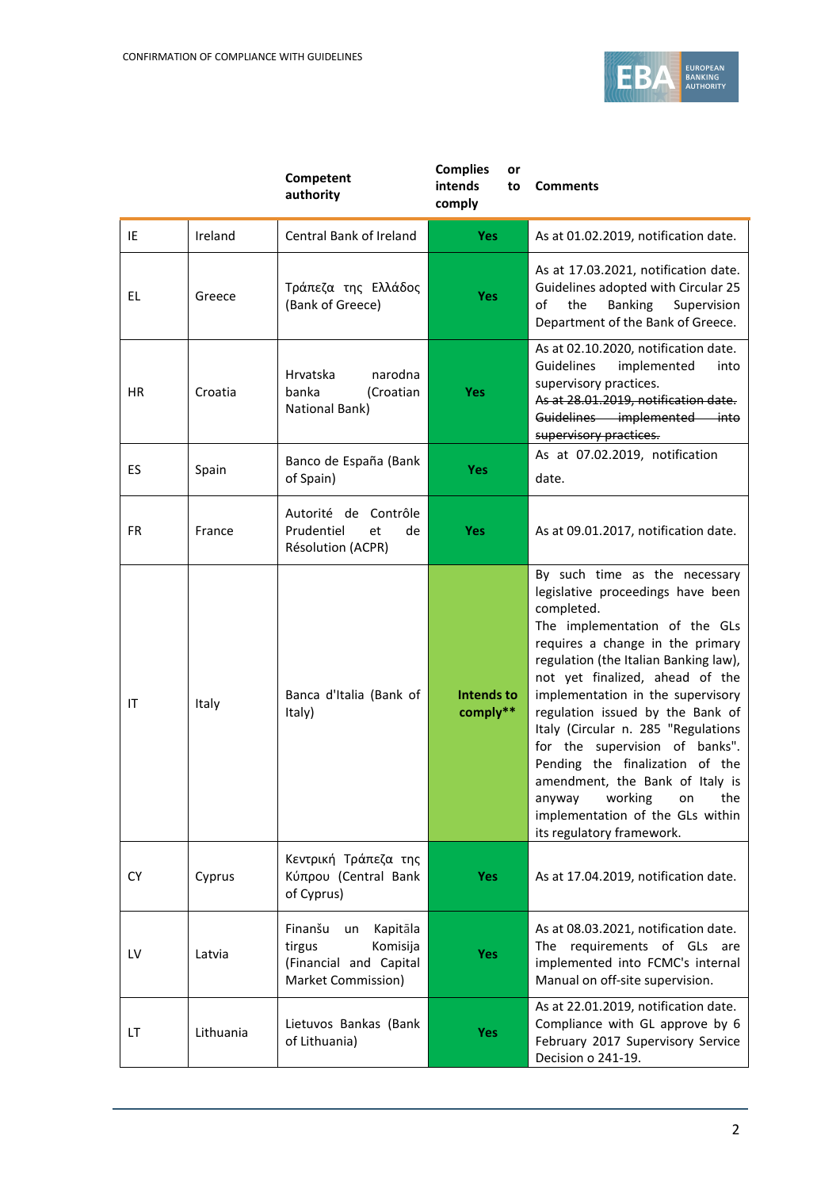| | | Competent authority | Complies or intends to comply | Comments |
|---|---|---|---|---|
| IE | Ireland | Central Bank of Ireland | **Yes** | As at 01.02.2019, notification date. |
| EL | Greece | Τράπεζα της Ελλάδος (Bank of Greece) | **Yes** | As at 17.03.2021, notification date. Guidelines adopted with Circular 25 of the Banking Supervision Department of the Bank of Greece. |
| HR | Croatia | Hrvatska narodna banka (Croatian National Bank) | **Yes** | As at 02.10.2020, notification date. Guidelines implemented into supervisory practices. ~~As at 28.01.2019, notification date. Guidelines implemented into supervisory practices.~~ |
| ES | Spain | Banco de España (Bank of Spain) | **Yes** | As at 07.02.2019, notification date. |
| FR | France | Autorité de Contrôle Prudentiel et de Résolution (ACPR) | **Yes** | As at 09.01.2017, notification date. |
| IT | Italy | Banca d'Italia (Bank of Italy) | **Intends to comply**** | By such time as the necessary legislative proceedings have been completed. The implementation of the GLs requires a change in the primary regulation (the Italian Banking law), not yet finalized, ahead of the implementation in the supervisory regulation issued by the Bank of Italy (Circular n. 285 "Regulations for the supervision of banks". Pending the finalization of the amendment, the Bank of Italy is anyway working on the implementation of the GLs within its regulatory framework. |
| CY | Cyprus | Κεντρική Τράπεζα της Κύπρου (Central Bank of Cyprus) | **Yes** | As at 17.04.2019, notification date. |
| LV | Latvia | Finanšu un Kapitāla tirgus Komisija (Financial and Capital Market Commission) | **Yes** | As at 08.03.2021, notification date. The requirements of GLs are implemented into FCMC's internal Manual on off-site supervision. |
| LT | Lithuania | Lietuvos Bankas (Bank of Lithuania) | **Yes** | As at 22.01.2019, notification date. Compliance with GL approve by 6 February 2017 Supervisory Service Decision o 241-19. |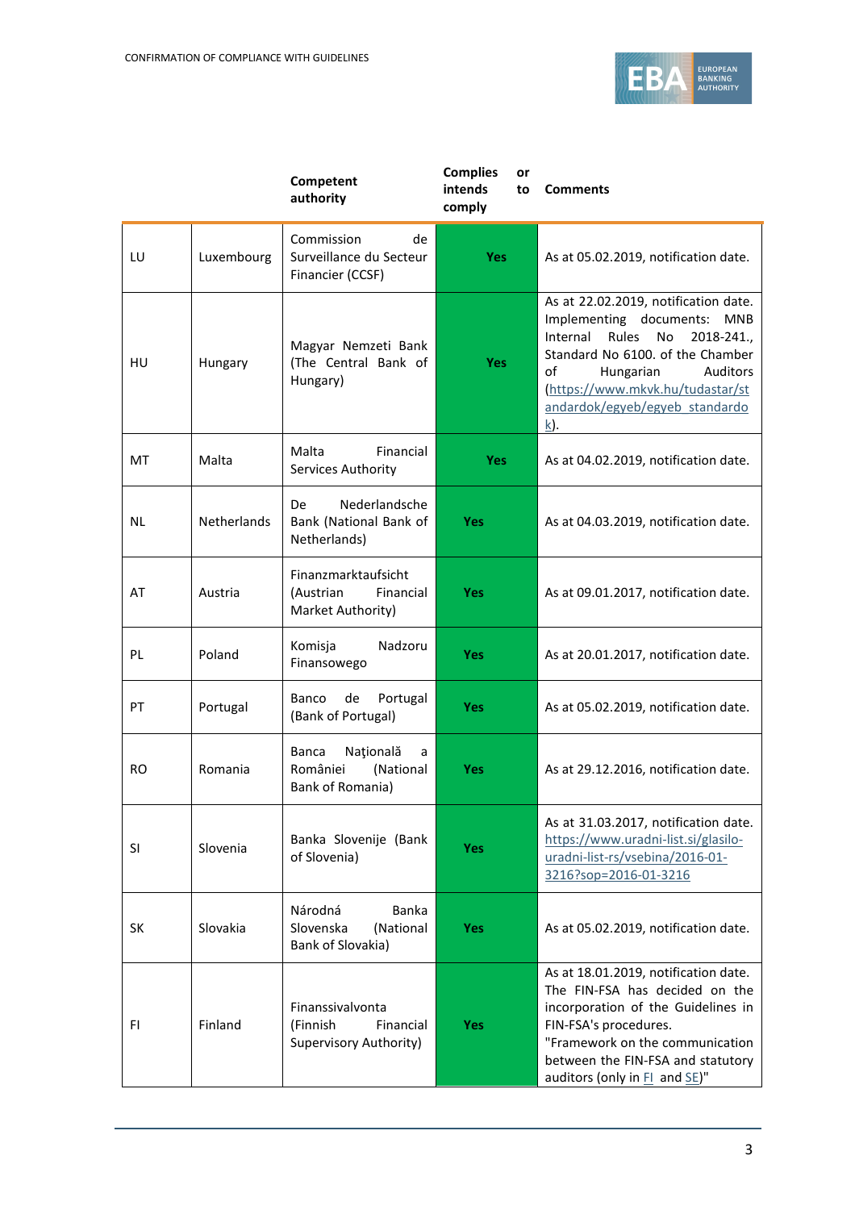| | | Competent authority | Complies or intends to comply | Comments |
|---|---|---|---|---|
| LU | Luxembourg | Commission de Surveillance du Secteur Financier (CCSF) | Yes | As at 05.02.2019, notification date. |
| HU | Hungary | Magyar Nemzeti Bank (The Central Bank of Hungary) | Yes | As at 22.02.2019, notification date. Implementing documents: MNB Internal Rules No 2018-241., Standard No 6100. of the Chamber of Hungarian Auditors (https://www.mkvk.hu/tudastar/standardok/egyeb/egyeb_standardok). |
| MT | Malta | Malta Financial Services Authority | Yes | As at 04.02.2019, notification date. |
| NL | Netherlands | De Nederlandsche Bank (National Bank of Netherlands) | Yes | As at 04.03.2019, notification date. |
| AT | Austria | Finanzmarktaufsicht (Austrian Financial Market Authority) | Yes | As at 09.01.2017, notification date. |
| PL | Poland | Komisja Nadzoru Finansowego | Yes | As at 20.01.2017, notification date. |
| PT | Portugal | Banco de Portugal (Bank of Portugal) | Yes | As at 05.02.2019, notification date. |
| RO | Romania | Banca Naţională a României (National Bank of Romania) | Yes | As at 29.12.2016, notification date. |
| SI | Slovenia | Banka Slovenije (Bank of Slovenia) | Yes | As at 31.03.2017, notification date. https://www.uradni-list.si/glasilo-uradni-list-rs/vsebina/2016-01-3216?sop=2016-01-3216 |
| SK | Slovakia | Národná Banka Slovenska (National Bank of Slovakia) | Yes | As at 05.02.2019, notification date. |
| FI | Finland | Finanssivalvonta (Finnish Financial Supervisory Authority) | Yes | As at 18.01.2019, notification date. The FIN-FSA has decided on the incorporation of the Guidelines in FIN-FSA's procedures. "Framework on the communication between the FIN-FSA and statutory auditors (only in FI and SE)" |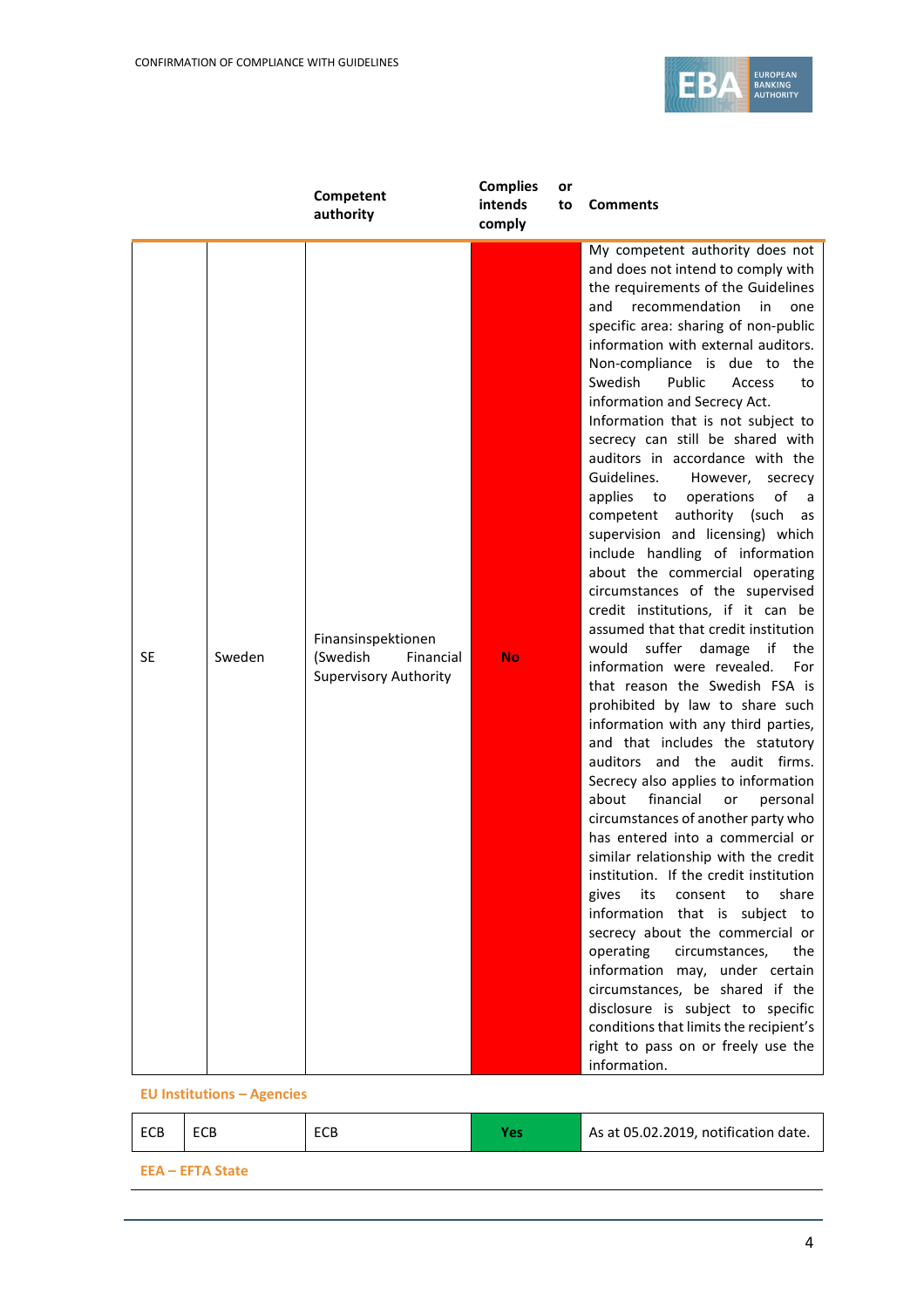| | | Competent authority | Complies or intends to comply | Comments |
|---|---|---|---|---|
| SE | Sweden | Finansinspektionen (Swedish Financial Supervisory Authority | **No** | My competent authority does not and does not intend to comply with the requirements of the Guidelines and recommendation in one specific area: sharing of non-public information with external auditors. Non-compliance is due to the Swedish Public Access to information and Secrecy Act. Information that is not subject to secrecy can still be shared with auditors in accordance with the Guidelines. However, secrecy applies to operations of a competent authority (such as supervision and licensing) which include handling of information about the commercial operating circumstances of the supervised credit institutions, if it can be assumed that that credit institution would suffer damage if the information were revealed. For that reason the Swedish FSA is prohibited by law to share such information with any third parties, and that includes the statutory auditors and the audit firms. Secrecy also applies to information about financial or personal circumstances of another party who has entered into a commercial or similar relationship with the credit institution. If the credit institution gives its consent to share information that is subject to secrecy about the commercial or operating circumstances, the information may, under certain circumstances, be shared if the disclosure is subject to specific conditions that limits the recipient's right to pass on or freely use the information. |
| **EU Institutions – Agencies** | | | | |
| ECB | ECB | ECB | **Yes** | As at 05.02.2019, notification date. |
| **EEA – EFTA State** | | | | |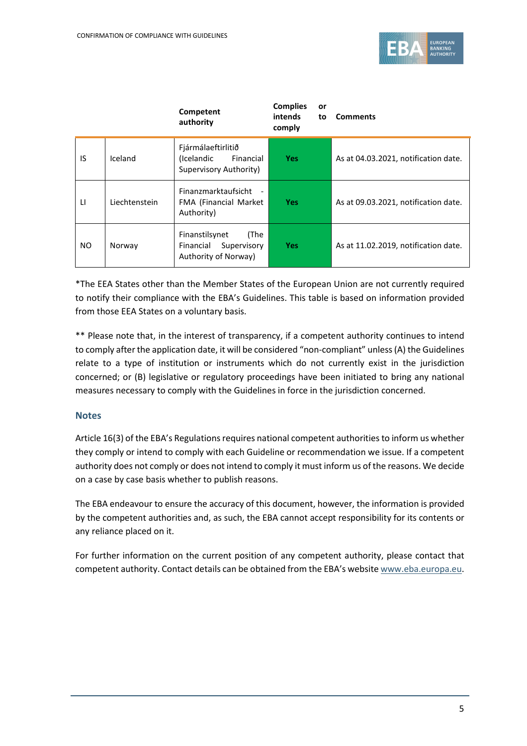| | | Competent authority | Complies or intends to comply | Comments |
|---|---|---|---|---|
| IS | Iceland | Fjármálaeftirlitið (Icelandic Financial Supervisory Authority) | Yes | As at 04.03.2021, notification date. |
| LI | Liechtenstein | Finanzmarktaufsicht - FMA (Financial Market Authority) | Yes | As at 09.03.2021, notification date. |
| NO | Norway | Finanstilsynet (The Financial Supervisory Authority of Norway) | Yes | As at 11.02.2019, notification date. |

*The EEA States other than the Member States of the European Union are not currently required to notify their compliance with the EBA's Guidelines. This table is based on information provided from those EEA States on a voluntary basis.

** Please note that, in the interest of transparency, if a competent authority continues to intend to comply after the application date, it will be considered "non-compliant" unless (A) the Guidelines relate to a type of institution or instruments which do not currently exist in the jurisdiction concerned; or (B) legislative or regulatory proceedings have been initiated to bring any national measures necessary to comply with the Guidelines in force in the jurisdiction concerned.

### Notes

Article 16(3) of the EBA's Regulations requires national competent authorities to inform us whether they comply or intend to comply with each Guideline or recommendation we issue. If a competent authority does not comply or does not intend to comply it must inform us of the reasons. We decide on a case by case basis whether to publish reasons.

The EBA endeavour to ensure the accuracy of this document, however, the information is provided by the competent authorities and, as such, the EBA cannot accept responsibility for its contents or any reliance placed on it.

For further information on the current position of any competent authority, please contact that competent authority. Contact details can be obtained from the EBA's website www.eba.europa.eu.